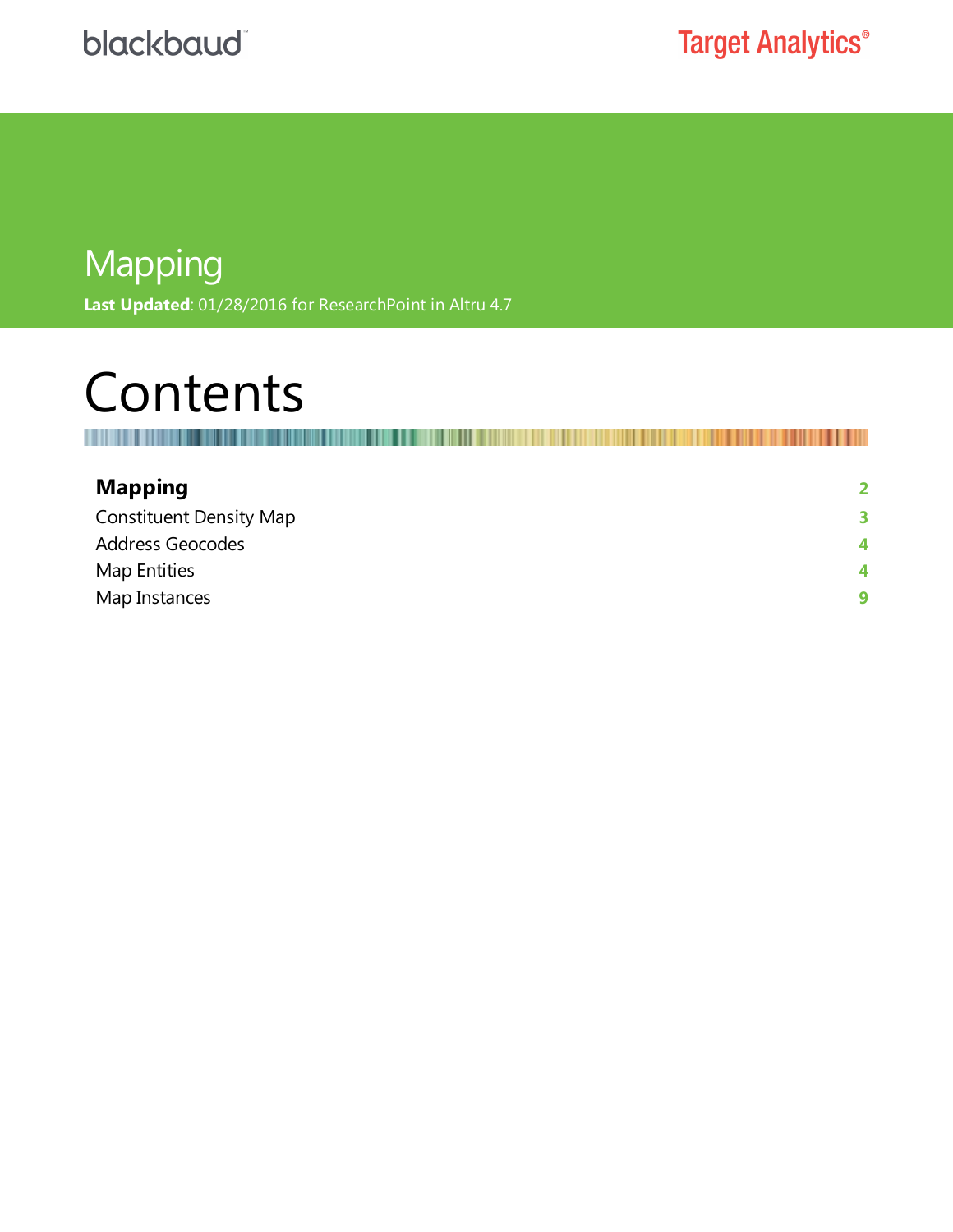blackbaud

Target Analytics®

# Mapping

**Last Updated**: 01/28/2016 for ResearchPoint in Altru 4.7

# Contents

| | |
|---|---|
| **Mapping** | 2 |
| Constituent Density Map | 3 |
| Address Geocodes | 4 |
| Map Entities | 4 |
| Map Instances | 9 |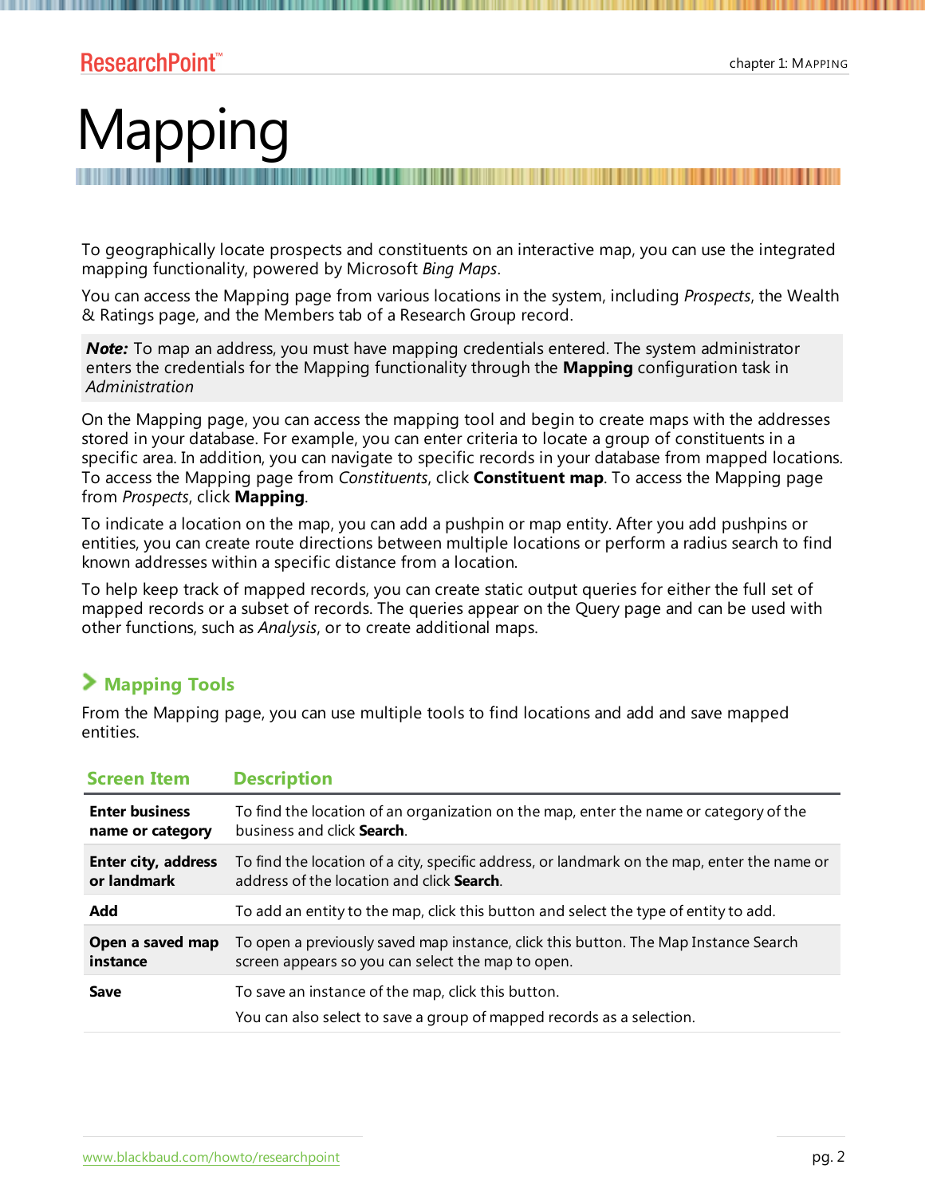# Mapping

To geographically locate prospects and constituents on an interactive map, you can use the integrated mapping functionality, powered by Microsoft *Bing Maps*.

You can access the Mapping page from various locations in the system, including *Prospects*, the Wealth & Ratings page, and the Members tab of a Research Group record.

> ***Note:*** To map an address, you must have mapping credentials entered. The system administrator enters the credentials for the Mapping functionality through the **Mapping** configuration task in *Administration*

On the Mapping page, you can access the mapping tool and begin to create maps with the addresses stored in your database. For example, you can enter criteria to locate a group of constituents in a specific area. In addition, you can navigate to specific records in your database from mapped locations. To access the Mapping page from *Constituents*, click **Constituent map**. To access the Mapping page from *Prospects*, click **Mapping**.

To indicate a location on the map, you can add a pushpin or map entity. After you add pushpins or entities, you can create route directions between multiple locations or perform a radius search to find known addresses within a specific distance from a location.

To help keep track of mapped records, you can create static output queries for either the full set of mapped records or a subset of records. The queries appear on the Query page and can be used with other functions, such as *Analysis*, or to create additional maps.

## Mapping Tools

From the Mapping page, you can use multiple tools to find locations and add and save mapped entities.

| Screen Item | Description |
|---|---|
| **Enter business name or category** | To find the location of an organization on the map, enter the name or category of the business and click **Search**. |
| **Enter city, address or landmark** | To find the location of a city, specific address, or landmark on the map, enter the name or address of the location and click **Search**. |
| **Add** | To add an entity to the map, click this button and select the type of entity to add. |
| **Open a saved map instance** | To open a previously saved map instance, click this button. The Map Instance Search screen appears so you can select the map to open. |
| **Save** | To save an instance of the map, click this button.<br>You can also select to save a group of mapped records as a selection. |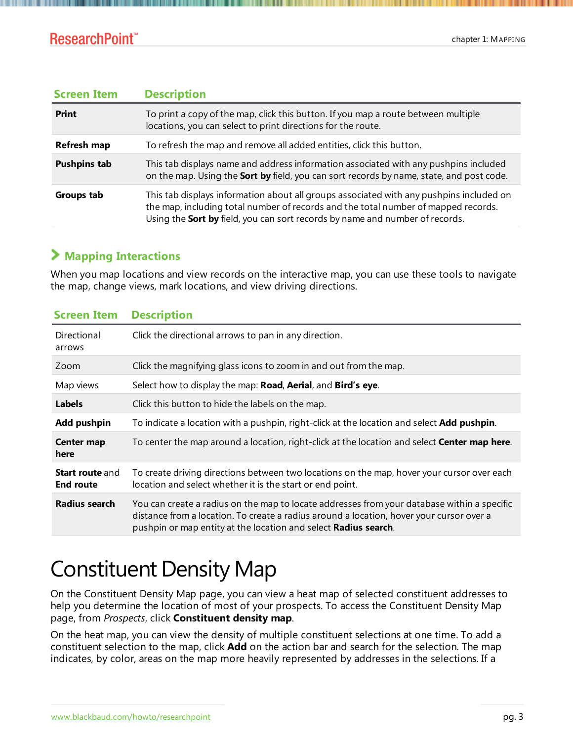| Screen Item | Description |
| --- | --- |
| **Print** | To print a copy of the map, click this button. If you map a route between multiple locations, you can select to print directions for the route. |
| **Refresh map** | To refresh the map and remove all added entities, click this button. |
| **Pushpins tab** | This tab displays name and address information associated with any pushpins included on the map. Using the **Sort by** field, you can sort records by name, state, and post code. |
| **Groups tab** | This tab displays information about all groups associated with any pushpins included on the map, including total number of records and the total number of mapped records. Using the **Sort by** field, you can sort records by name and number of records. |

### Mapping Interactions

When you map locations and view records on the interactive map, you can use these tools to navigate the map, change views, mark locations, and view driving directions.

| Screen Item | Description |
| --- | --- |
| Directional arrows | Click the directional arrows to pan in any direction. |
| Zoom | Click the magnifying glass icons to zoom in and out from the map. |
| Map views | Select how to display the map: **Road**, **Aerial**, and **Bird's eye**. |
| **Labels** | Click this button to hide the labels on the map. |
| **Add pushpin** | To indicate a location with a pushpin, right-click at the location and select **Add pushpin**. |
| **Center map here** | To center the map around a location, right-click at the location and select **Center map here**. |
| **Start route** and **End route** | To create driving directions between two locations on the map, hover your cursor over each location and select whether it is the start or end point. |
| **Radius search** | You can create a radius on the map to locate addresses from your database within a specific distance from a location. To create a radius around a location, hover your cursor over a pushpin or map entity at the location and select **Radius search**. |

# Constituent Density Map

On the Constituent Density Map page, you can view a heat map of selected constituent addresses to help you determine the location of most of your prospects. To access the Constituent Density Map page, from *Prospects*, click **Constituent density map**.

On the heat map, you can view the density of multiple constituent selections at one time. To add a constituent selection to the map, click **Add** on the action bar and search for the selection. The map indicates, by color, areas on the map more heavily represented by addresses in the selections. If a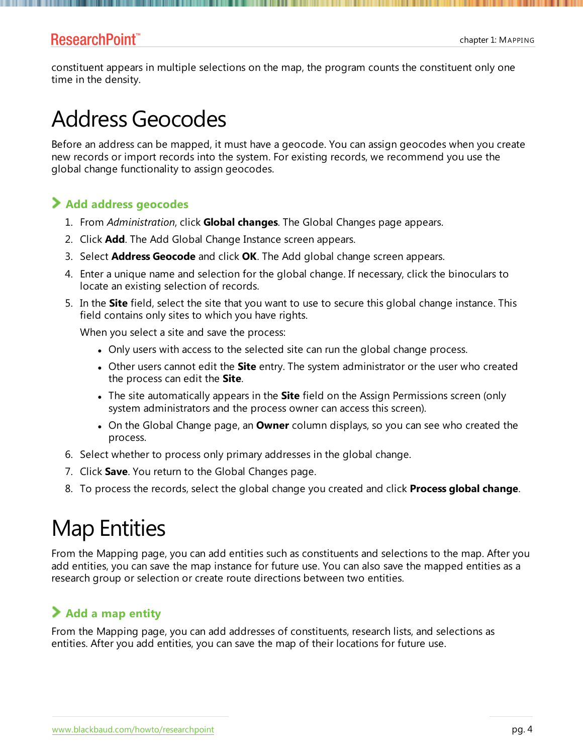constituent appears in multiple selections on the map, the program counts the constituent only one time in the density.

# Address Geocodes

Before an address can be mapped, it must have a geocode. You can assign geocodes when you create new records or import records into the system. For existing records, we recommend you use the global change functionality to assign geocodes.

## Add address geocodes

1. From *Administration*, click **Global changes**. The Global Changes page appears.
2. Click **Add**. The Add Global Change Instance screen appears.
3. Select **Address Geocode** and click **OK**. The Add global change screen appears.
4. Enter a unique name and selection for the global change. If necessary, click the binoculars to locate an existing selection of records.
5. In the **Site** field, select the site that you want to use to secure this global change instance. This field contains only sites to which you have rights.

   When you select a site and save the process:

   - Only users with access to the selected site can run the global change process.
   - Other users cannot edit the **Site** entry. The system administrator or the user who created the process can edit the **Site**.
   - The site automatically appears in the **Site** field on the Assign Permissions screen (only system administrators and the process owner can access this screen).
   - On the Global Change page, an **Owner** column displays, so you can see who created the process.
6. Select whether to process only primary addresses in the global change.
7. Click **Save**. You return to the Global Changes page.
8. To process the records, select the global change you created and click **Process global change**.

# Map Entities

From the Mapping page, you can add entities such as constituents and selections to the map. After you add entities, you can save the map instance for future use. You can also save the mapped entities as a research group or selection or create route directions between two entities.

## Add a map entity

From the Mapping page, you can add addresses of constituents, research lists, and selections as entities. After you add entities, you can save the map of their locations for future use.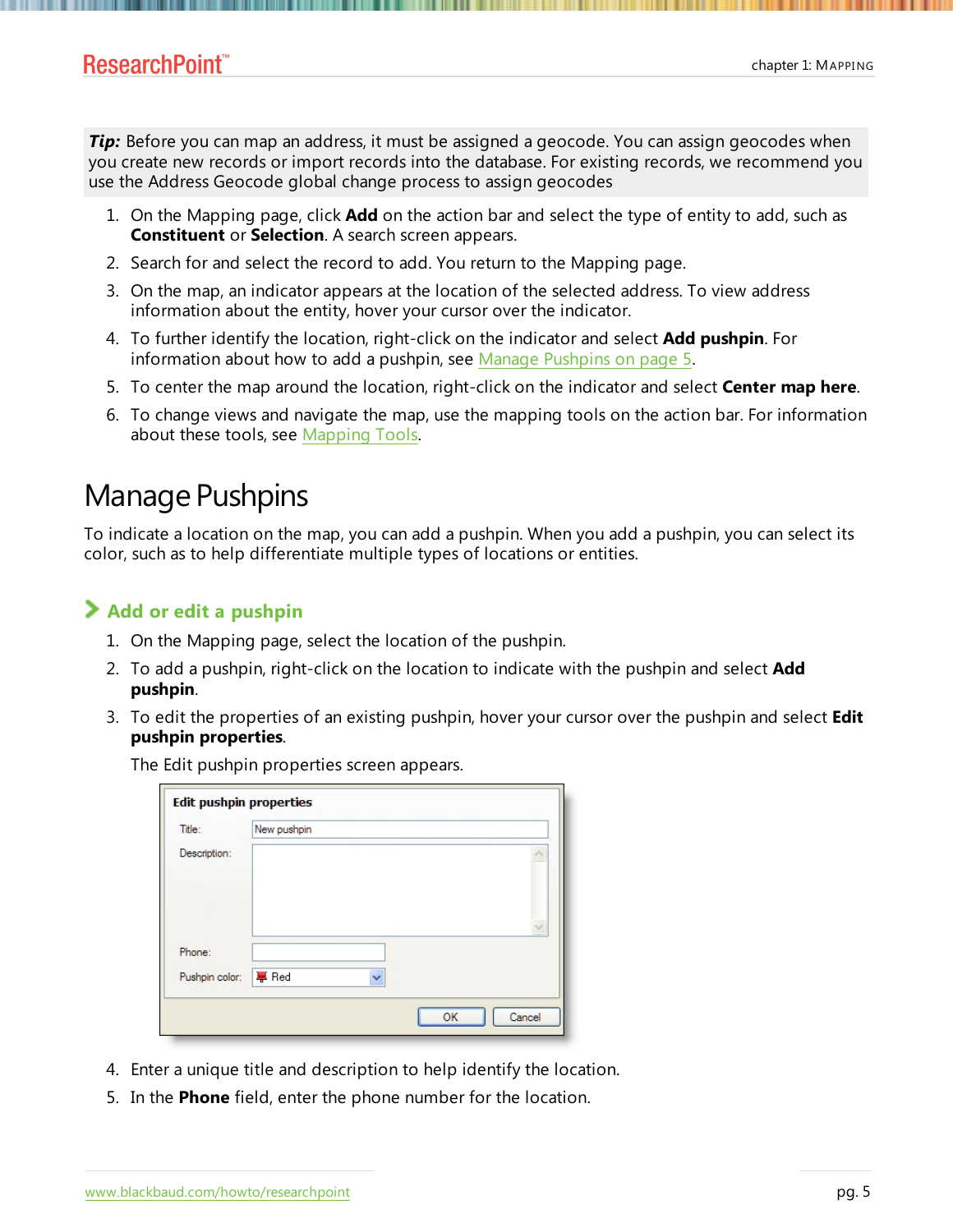***Tip:*** Before you can map an address, it must be assigned a geocode. You can assign geocodes when you create new records or import records into the database. For existing records, we recommend you use the Address Geocode global change process to assign geocodes

1. On the Mapping page, click **Add** on the action bar and select the type of entity to add, such as **Constituent** or **Selection**. A search screen appears.
2. Search for and select the record to add. You return to the Mapping page.
3. On the map, an indicator appears at the location of the selected address. To view address information about the entity, hover your cursor over the indicator.
4. To further identify the location, right-click on the indicator and select **Add pushpin**. For information about how to add a pushpin, see Manage Pushpins on page 5.
5. To center the map around the location, right-click on the indicator and select **Center map here**.
6. To change views and navigate the map, use the mapping tools on the action bar. For information about these tools, see Mapping Tools.

# Manage Pushpins

To indicate a location on the map, you can add a pushpin. When you add a pushpin, you can select its color, such as to help differentiate multiple types of locations or entities.

## Add or edit a pushpin

1. On the Mapping page, select the location of the pushpin.
2. To add a pushpin, right-click on the location to indicate with the pushpin and select **Add pushpin**.
3. To edit the properties of an existing pushpin, hover your cursor over the pushpin and select **Edit pushpin properties**.

   The Edit pushpin properties screen appears.

4. Enter a unique title and description to help identify the location.
5. In the **Phone** field, enter the phone number for the location.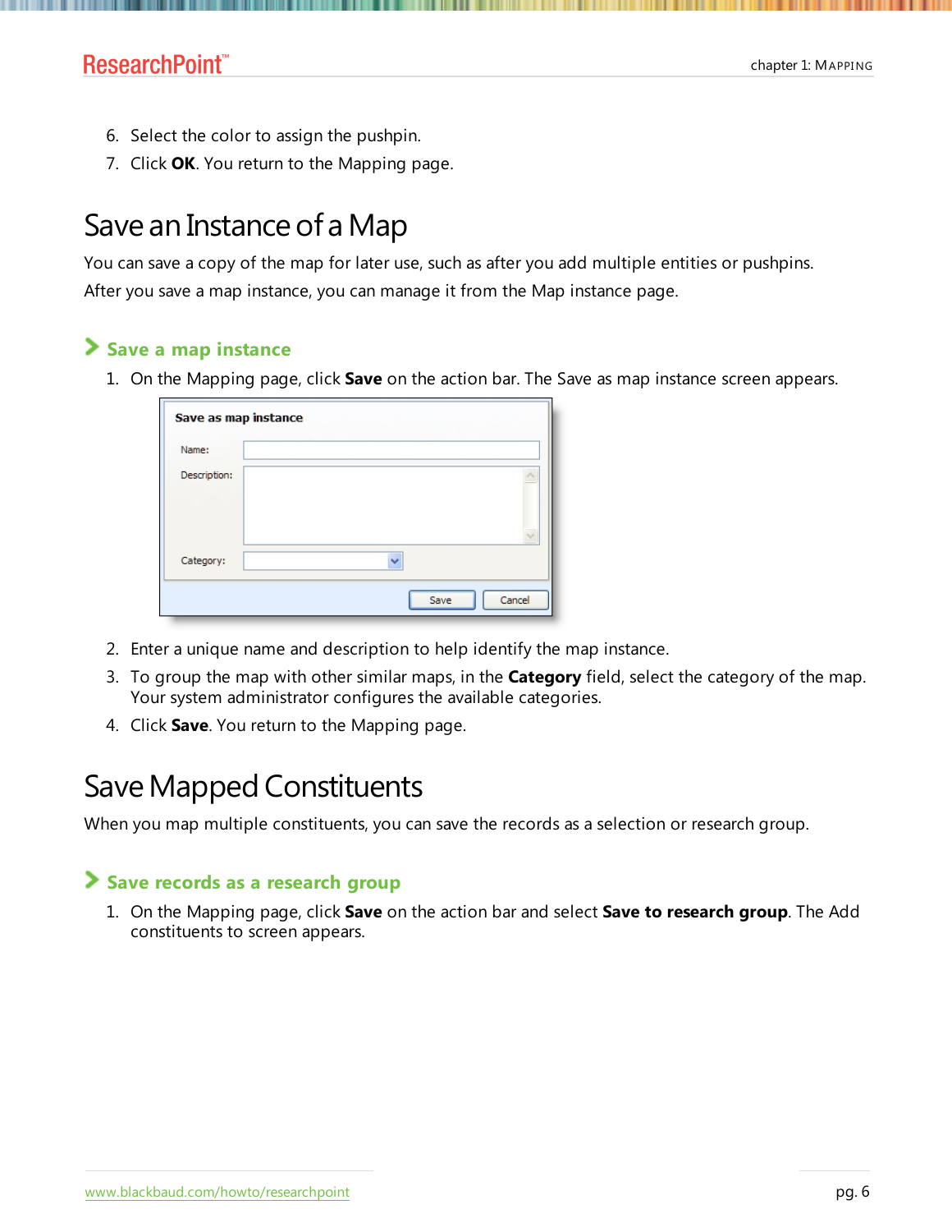6. Select the color to assign the pushpin.
7. Click **OK**. You return to the Mapping page.

# Save an Instance of a Map

You can save a copy of the map for later use, such as after you add multiple entities or pushpins. After you save a map instance, you can manage it from the Map instance page.

## Save a map instance

1. On the Mapping page, click **Save** on the action bar. The Save as map instance screen appears.
2. Enter a unique name and description to help identify the map instance.
3. To group the map with other similar maps, in the **Category** field, select the category of the map. Your system administrator configures the available categories.
4. Click **Save**. You return to the Mapping page.

# Save Mapped Constituents

When you map multiple constituents, you can save the records as a selection or research group.

## Save records as a research group

1. On the Mapping page, click **Save** on the action bar and select **Save to research group**. The Add constituents to screen appears.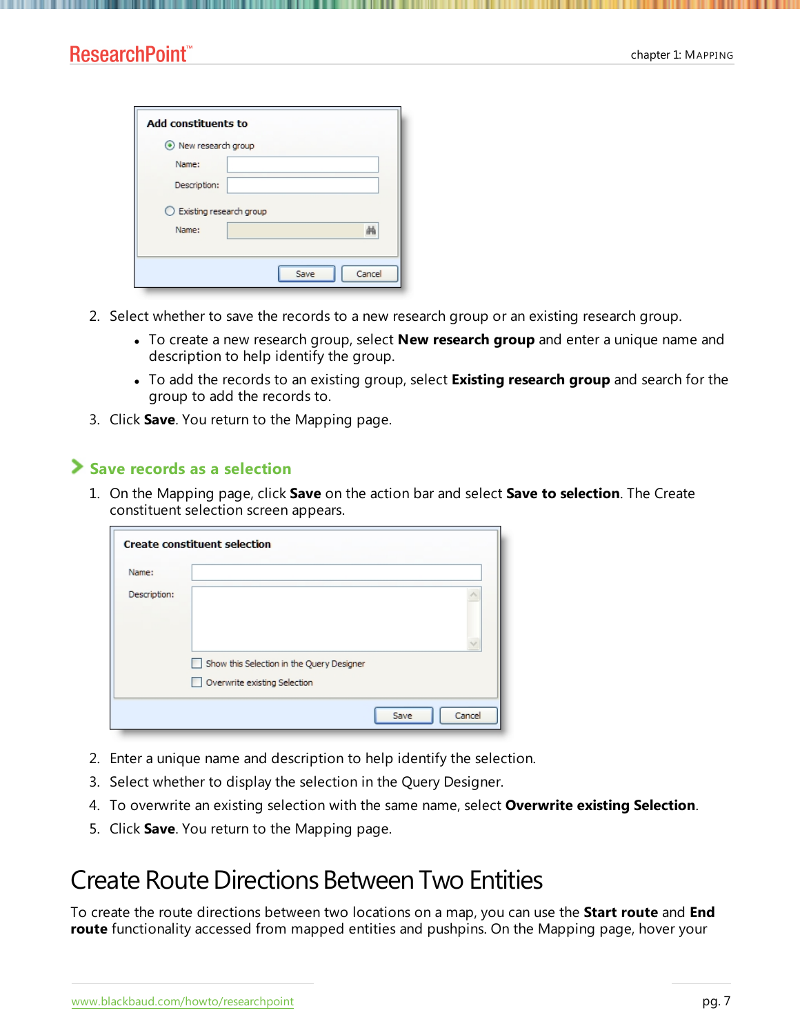2. Select whether to save the records to a new research group or an existing research group.
    - To create a new research group, select **New research group** and enter a unique name and description to help identify the group.
    - To add the records to an existing group, select **Existing research group** and search for the group to add the records to.
3. Click **Save**. You return to the Mapping page.

### Save records as a selection

1. On the Mapping page, click **Save** on the action bar and select **Save to selection**. The Create constituent selection screen appears.
2. Enter a unique name and description to help identify the selection.
3. Select whether to display the selection in the Query Designer.
4. To overwrite an existing selection with the same name, select **Overwrite existing Selection**.
5. Click **Save**. You return to the Mapping page.

# Create Route Directions Between Two Entities

To create the route directions between two locations on a map, you can use the **Start route** and **End route** functionality accessed from mapped entities and pushpins. On the Mapping page, hover your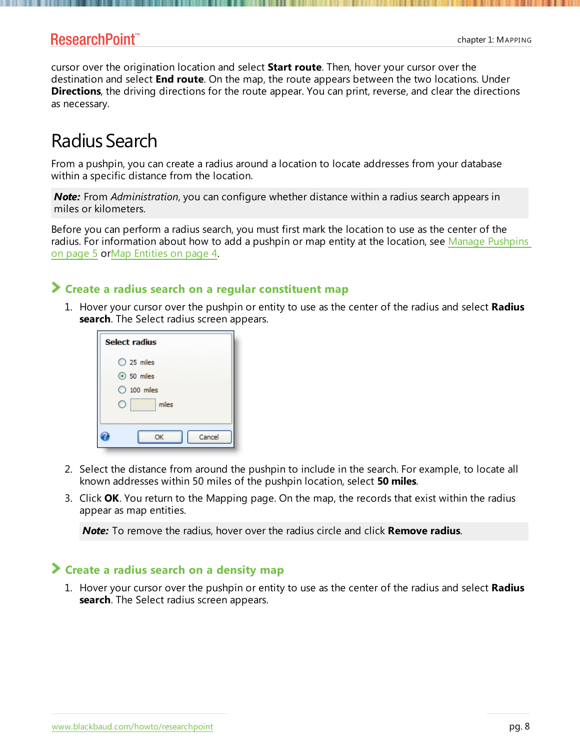cursor over the origination location and select **Start route**. Then, hover your cursor over the destination and select **End route**. On the map, the route appears between the two locations. Under **Directions**, the driving directions for the route appear. You can print, reverse, and clear the directions as necessary.

# Radius Search

From a pushpin, you can create a radius around a location to locate addresses from your database within a specific distance from the location.

> ***Note:*** From *Administration*, you can configure whether distance within a radius search appears in miles or kilometers.

Before you can perform a radius search, you must first mark the location to use as the center of the radius. For information about how to add a pushpin or map entity at the location, see Manage Pushpins on page 5 orMap Entities on page 4.

### Create a radius search on a regular constituent map

1. Hover your cursor over the pushpin or entity to use as the center of the radius and select **Radius search**. The Select radius screen appears.

2. Select the distance from around the pushpin to include in the search. For example, to locate all known addresses within 50 miles of the pushpin location, select **50 miles**.
3. Click **OK**. You return to the Mapping page. On the map, the records that exist within the radius appear as map entities.

   > ***Note:*** To remove the radius, hover over the radius circle and click **Remove radius**.

### Create a radius search on a density map

1. Hover your cursor over the pushpin or entity to use as the center of the radius and select **Radius search**. The Select radius screen appears.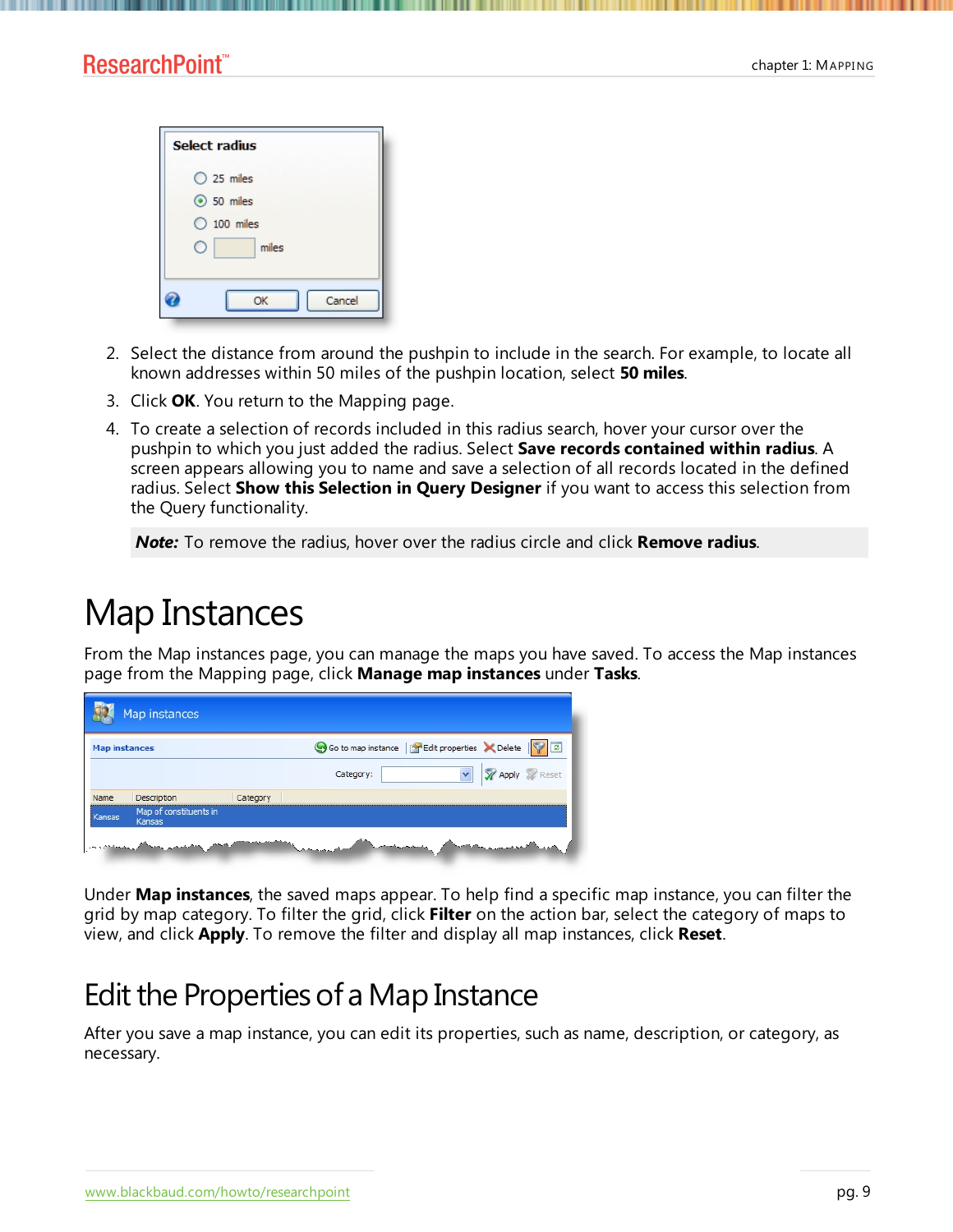2. Select the distance from around the pushpin to include in the search. For example, to locate all known addresses within 50 miles of the pushpin location, select **50 miles**.
3. Click **OK**. You return to the Mapping page.
4. To create a selection of records included in this radius search, hover your cursor over the pushpin to which you just added the radius. Select **Save records contained within radius**. A screen appears allowing you to name and save a selection of all records located in the defined radius. Select **Show this Selection in Query Designer** if you want to access this selection from the Query functionality.

> ***Note:*** To remove the radius, hover over the radius circle and click **Remove radius**.

# Map Instances

From the Map instances page, you can manage the maps you have saved. To access the Map instances page from the Mapping page, click **Manage map instances** under **Tasks**.

Under **Map instances**, the saved maps appear. To help find a specific map instance, you can filter the grid by map category. To filter the grid, click **Filter** on the action bar, select the category of maps to view, and click **Apply**. To remove the filter and display all map instances, click **Reset**.

## Edit the Properties of a Map Instance

After you save a map instance, you can edit its properties, such as name, description, or category, as necessary.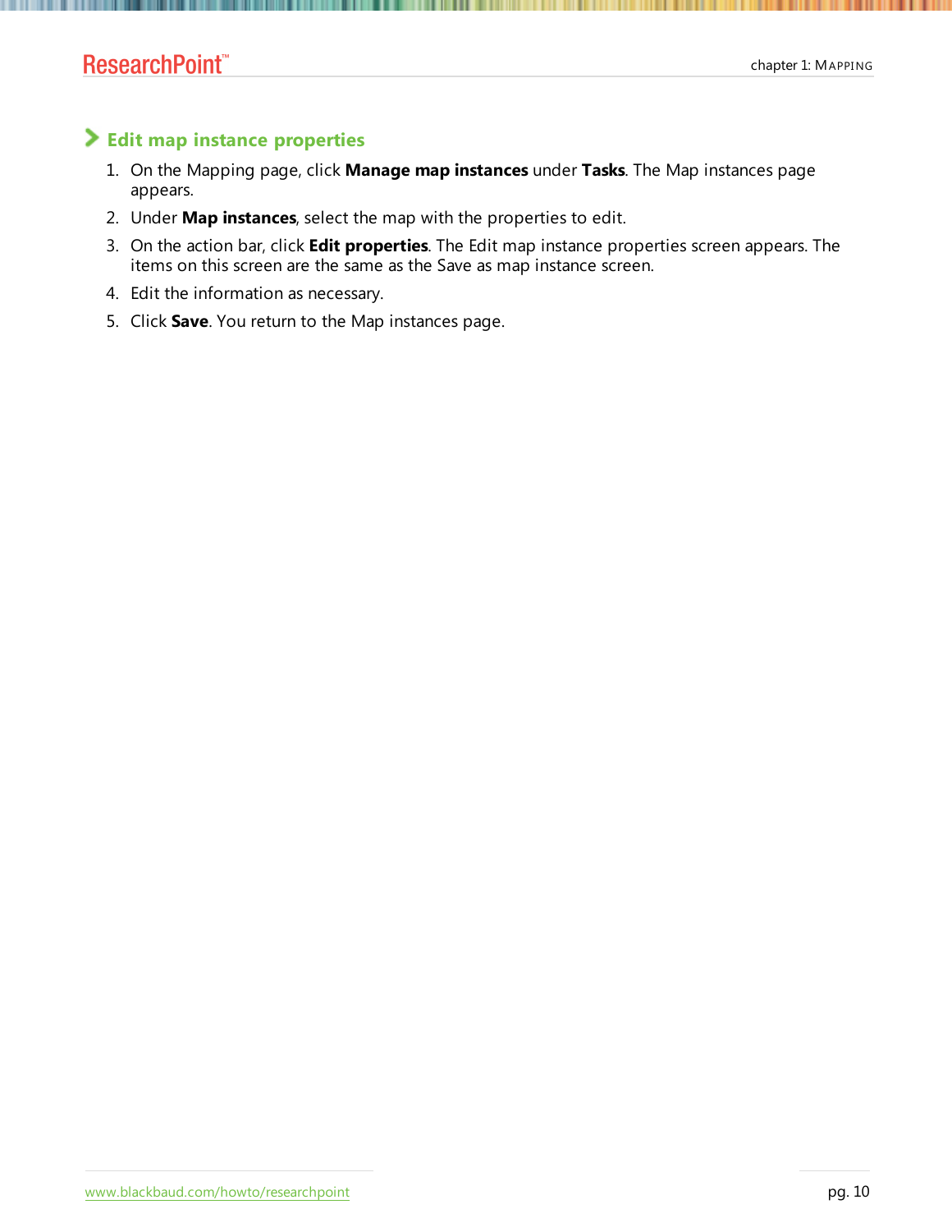## Edit map instance properties

1. On the Mapping page, click **Manage map instances** under **Tasks**. The Map instances page appears.
2. Under **Map instances**, select the map with the properties to edit.
3. On the action bar, click **Edit properties**. The Edit map instance properties screen appears. The items on this screen are the same as the Save as map instance screen.
4. Edit the information as necessary.
5. Click **Save**. You return to the Map instances page.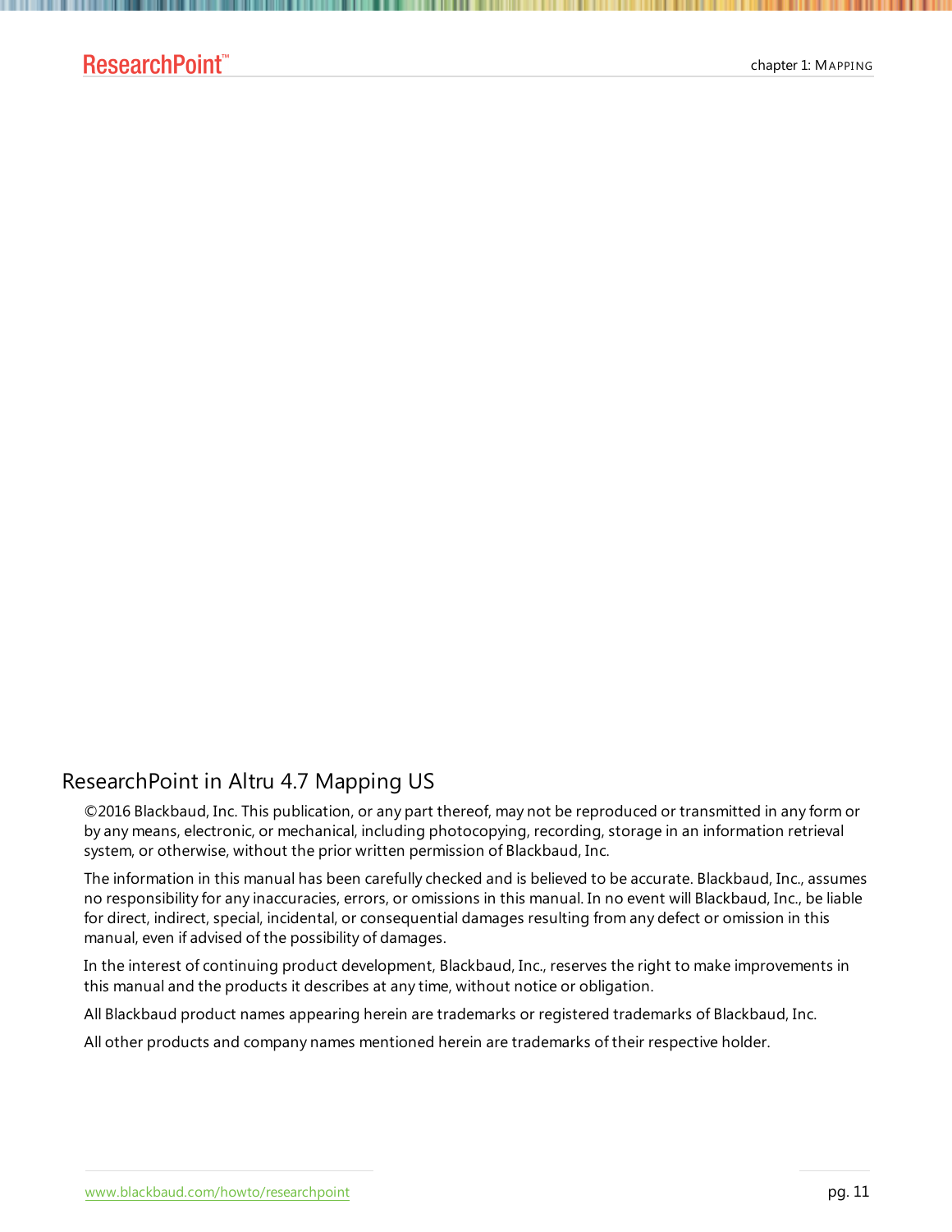## ResearchPoint in Altru 4.7 Mapping US

©2016 Blackbaud, Inc. This publication, or any part thereof, may not be reproduced or transmitted in any form or by any means, electronic, or mechanical, including photocopying, recording, storage in an information retrieval system, or otherwise, without the prior written permission of Blackbaud, Inc.

The information in this manual has been carefully checked and is believed to be accurate. Blackbaud, Inc., assumes no responsibility for any inaccuracies, errors, or omissions in this manual. In no event will Blackbaud, Inc., be liable for direct, indirect, special, incidental, or consequential damages resulting from any defect or omission in this manual, even if advised of the possibility of damages.

In the interest of continuing product development, Blackbaud, Inc., reserves the right to make improvements in this manual and the products it describes at any time, without notice or obligation.

All Blackbaud product names appearing herein are trademarks or registered trademarks of Blackbaud, Inc.

All other products and company names mentioned herein are trademarks of their respective holder.